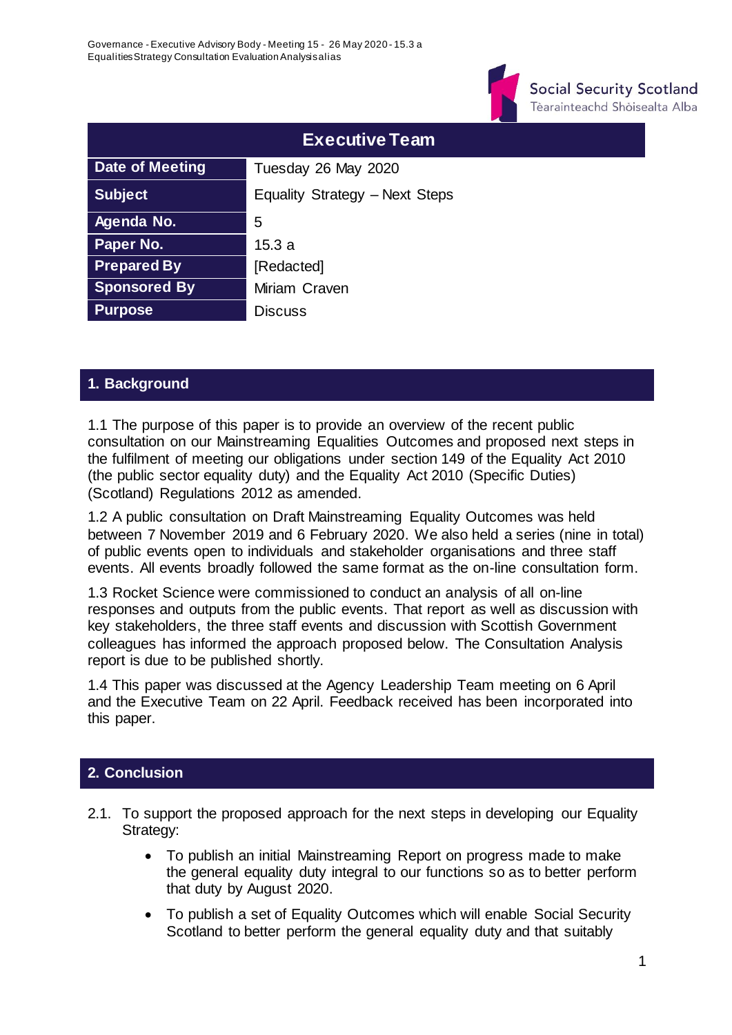| Executive Team | |
|---|---|
| **Date of Meeting** | Tuesday 26 May 2020 |
| **Subject** | Equality Strategy – Next Steps |
| **Agenda No.** | 5 |
| **Paper No.** | 15.3 a |
| **Prepared By** | [Redacted] |
| **Sponsored By** | Miriam Craven |
| **Purpose** | Discuss |

## 1. Background

1.1 The purpose of this paper is to provide an overview of the recent public consultation on our Mainstreaming Equalities Outcomes and proposed next steps in the fulfilment of meeting our obligations under section 149 of the Equality Act 2010 (the public sector equality duty) and the Equality Act 2010 (Specific Duties) (Scotland) Regulations 2012 as amended.

1.2 A public consultation on Draft Mainstreaming Equality Outcomes was held between 7 November 2019 and 6 February 2020. We also held a series (nine in total) of public events open to individuals and stakeholder organisations and three staff events. All events broadly followed the same format as the on-line consultation form.

1.3 Rocket Science were commissioned to conduct an analysis of all on-line responses and outputs from the public events. That report as well as discussion with key stakeholders, the three staff events and discussion with Scottish Government colleagues has informed the approach proposed below. The Consultation Analysis report is due to be published shortly.

1.4 This paper was discussed at the Agency Leadership Team meeting on 6 April and the Executive Team on 22 April. Feedback received has been incorporated into this paper.

## 2. Conclusion

2.1. To support the proposed approach for the next steps in developing our Equality Strategy:

- To publish an initial Mainstreaming Report on progress made to make the general equality duty integral to our functions so as to better perform that duty by August 2020.
- To publish a set of Equality Outcomes which will enable Social Security Scotland to better perform the general equality duty and that suitably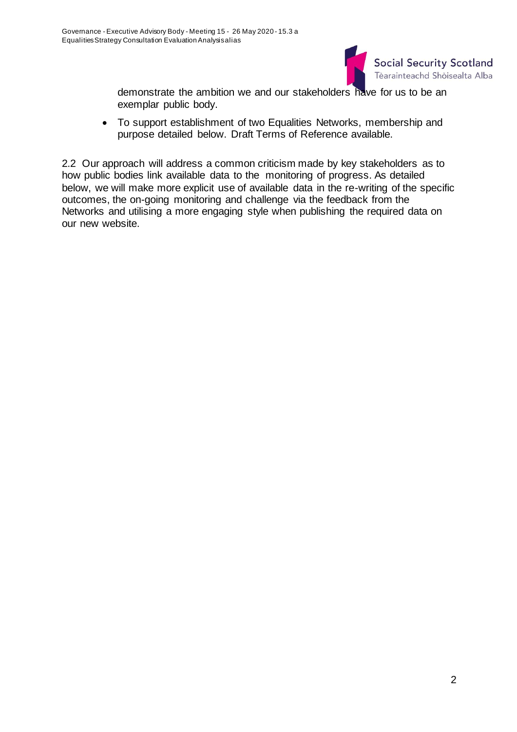demonstrate the ambition we and our stakeholders have for us to be an exemplar public body.

- To support establishment of two Equalities Networks, membership and purpose detailed below. Draft Terms of Reference available.

2.2 Our approach will address a common criticism made by key stakeholders as to how public bodies link available data to the monitoring of progress. As detailed below, we will make more explicit use of available data in the re-writing of the specific outcomes, the on-going monitoring and challenge via the feedback from the Networks and utilising a more engaging style when publishing the required data on our new website.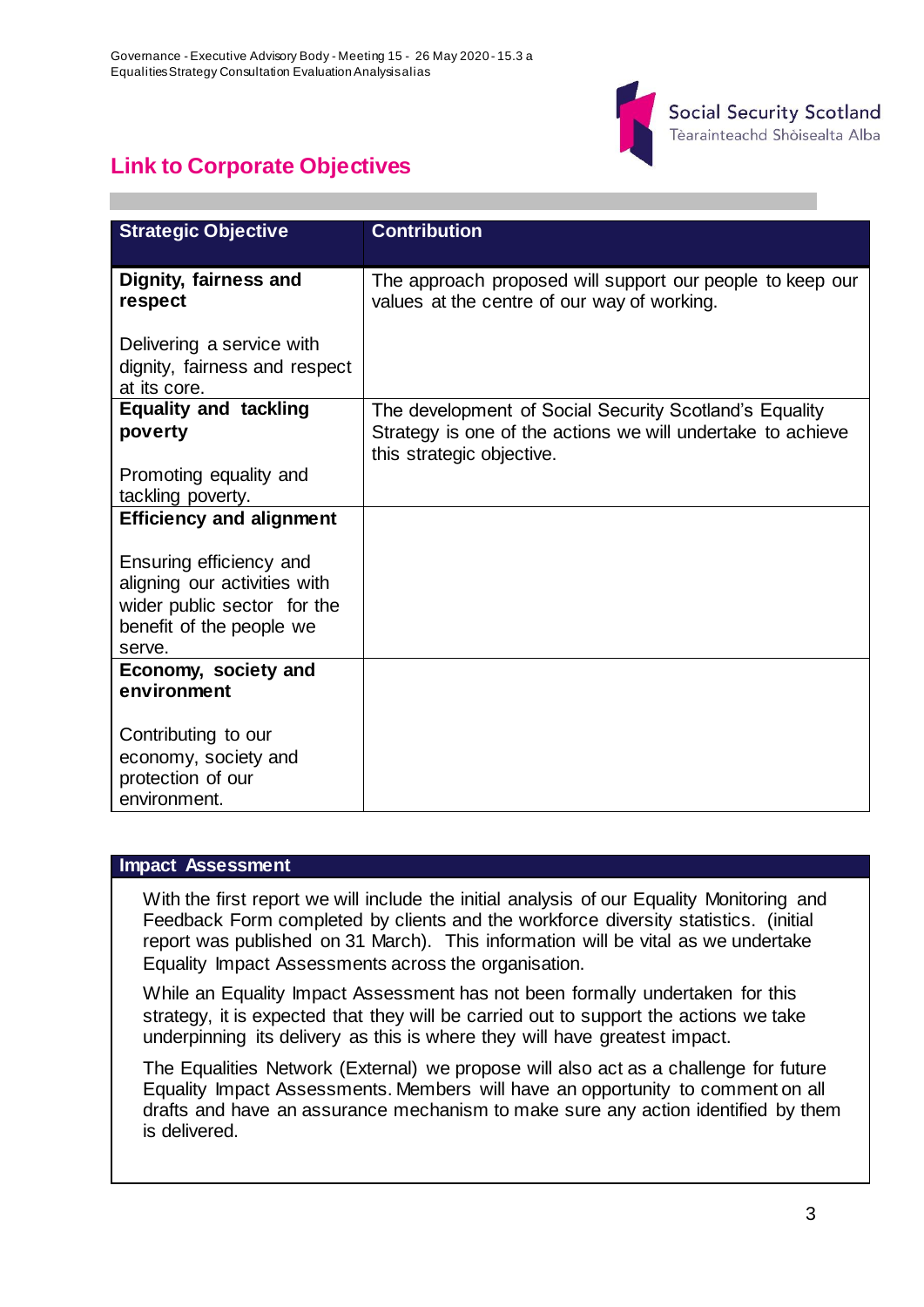## Link to Corporate Objectives

| Strategic Objective | Contribution |
|---|---|
| **Dignity, fairness and respect**<br><br>Delivering a service with dignity, fairness and respect at its core. | The approach proposed will support our people to keep our values at the centre of our way of working. |
| **Equality and tackling poverty**<br><br>Promoting equality and tackling poverty. | The development of Social Security Scotland's Equality Strategy is one of the actions we will undertake to achieve this strategic objective. |
| **Efficiency and alignment**<br><br>Ensuring efficiency and aligning our activities with wider public sector for the benefit of the people we serve. | |
| **Economy, society and environment**<br><br>Contributing to our economy, society and protection of our environment. | |

| Impact Assessment |
|---|
| With the first report we will include the initial analysis of our Equality Monitoring and Feedback Form completed by clients and the workforce diversity statistics. (initial report was published on 31 March). This information will be vital as we undertake Equality Impact Assessments across the organisation.<br><br>While an Equality Impact Assessment has not been formally undertaken for this strategy, it is expected that they will be carried out to support the actions we take underpinning its delivery as this is where they will have greatest impact.<br><br>The Equalities Network (External) we propose will also act as a challenge for future Equality Impact Assessments. Members will have an opportunity to comment on all drafts and have an assurance mechanism to make sure any action identified by them is delivered. |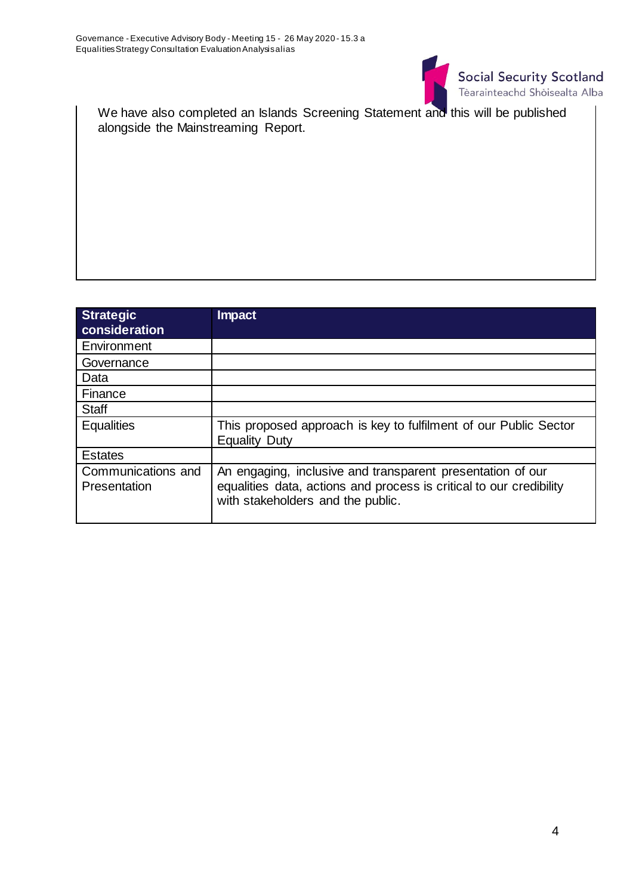We have also completed an Islands Screening Statement and this will be published alongside the Mainstreaming Report.

| Strategic consideration | Impact |
|---|---|
| Environment | |
| Governance | |
| Data | |
| Finance | |
| Staff | |
| Equalities | This proposed approach is key to fulfilment of our Public Sector Equality Duty |
| Estates | |
| Communications and Presentation | An engaging, inclusive and transparent presentation of our equalities data, actions and process is critical to our credibility with stakeholders and the public. |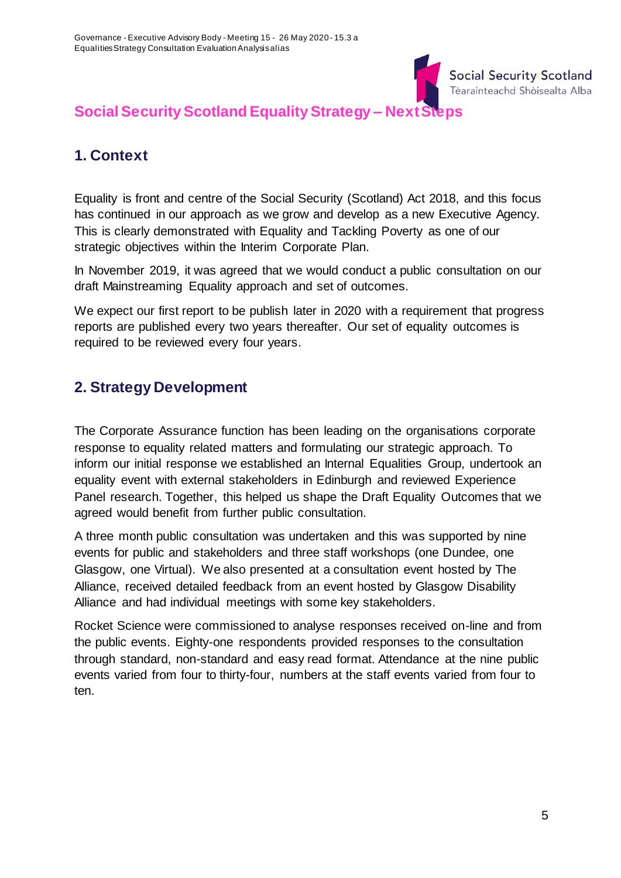# Social Security Scotland Equality Strategy – Next Steps

## 1. Context

Equality is front and centre of the Social Security (Scotland) Act 2018, and this focus has continued in our approach as we grow and develop as a new Executive Agency. This is clearly demonstrated with Equality and Tackling Poverty as one of our strategic objectives within the Interim Corporate Plan.

In November 2019, it was agreed that we would conduct a public consultation on our draft Mainstreaming Equality approach and set of outcomes.

We expect our first report to be publish later in 2020 with a requirement that progress reports are published every two years thereafter. Our set of equality outcomes is required to be reviewed every four years.

## 2. Strategy Development

The Corporate Assurance function has been leading on the organisations corporate response to equality related matters and formulating our strategic approach. To inform our initial response we established an Internal Equalities Group, undertook an equality event with external stakeholders in Edinburgh and reviewed Experience Panel research. Together, this helped us shape the Draft Equality Outcomes that we agreed would benefit from further public consultation.

A three month public consultation was undertaken and this was supported by nine events for public and stakeholders and three staff workshops (one Dundee, one Glasgow, one Virtual). We also presented at a consultation event hosted by The Alliance, received detailed feedback from an event hosted by Glasgow Disability Alliance and had individual meetings with some key stakeholders.

Rocket Science were commissioned to analyse responses received on-line and from the public events. Eighty-one respondents provided responses to the consultation through standard, non-standard and easy read format. Attendance at the nine public events varied from four to thirty-four, numbers at the staff events varied from four to ten.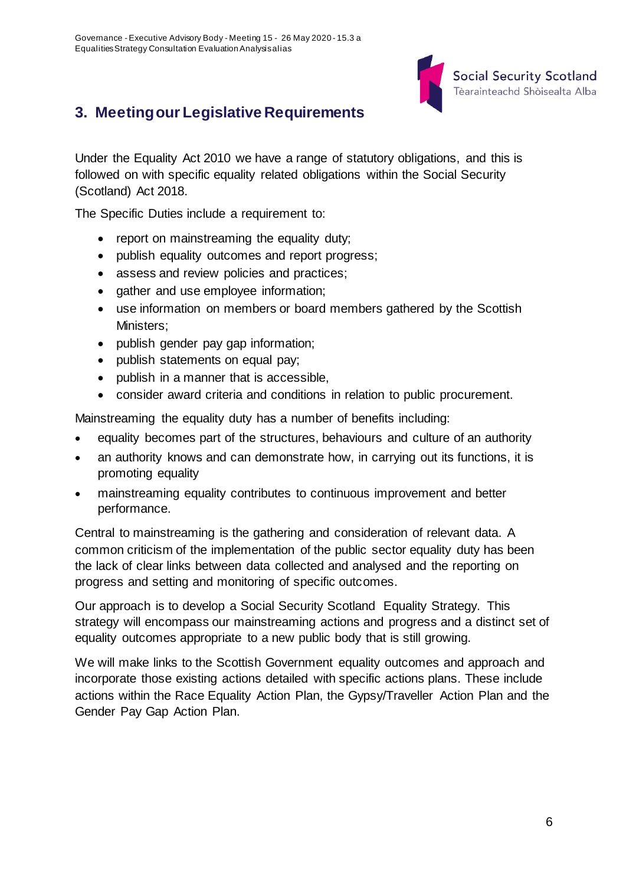## 3. Meeting our Legislative Requirements

Under the Equality Act 2010 we have a range of statutory obligations, and this is followed on with specific equality related obligations within the Social Security (Scotland) Act 2018.

The Specific Duties include a requirement to:

- report on mainstreaming the equality duty;
- publish equality outcomes and report progress;
- assess and review policies and practices;
- gather and use employee information;
- use information on members or board members gathered by the Scottish Ministers;
- publish gender pay gap information;
- publish statements on equal pay;
- publish in a manner that is accessible,
- consider award criteria and conditions in relation to public procurement.

Mainstreaming the equality duty has a number of benefits including:

- equality becomes part of the structures, behaviours and culture of an authority
- an authority knows and can demonstrate how, in carrying out its functions, it is promoting equality
- mainstreaming equality contributes to continuous improvement and better performance.

Central to mainstreaming is the gathering and consideration of relevant data. A common criticism of the implementation of the public sector equality duty has been the lack of clear links between data collected and analysed and the reporting on progress and setting and monitoring of specific outcomes.

Our approach is to develop a Social Security Scotland Equality Strategy. This strategy will encompass our mainstreaming actions and progress and a distinct set of equality outcomes appropriate to a new public body that is still growing.

We will make links to the Scottish Government equality outcomes and approach and incorporate those existing actions detailed with specific actions plans. These include actions within the Race Equality Action Plan, the Gypsy/Traveller Action Plan and the Gender Pay Gap Action Plan.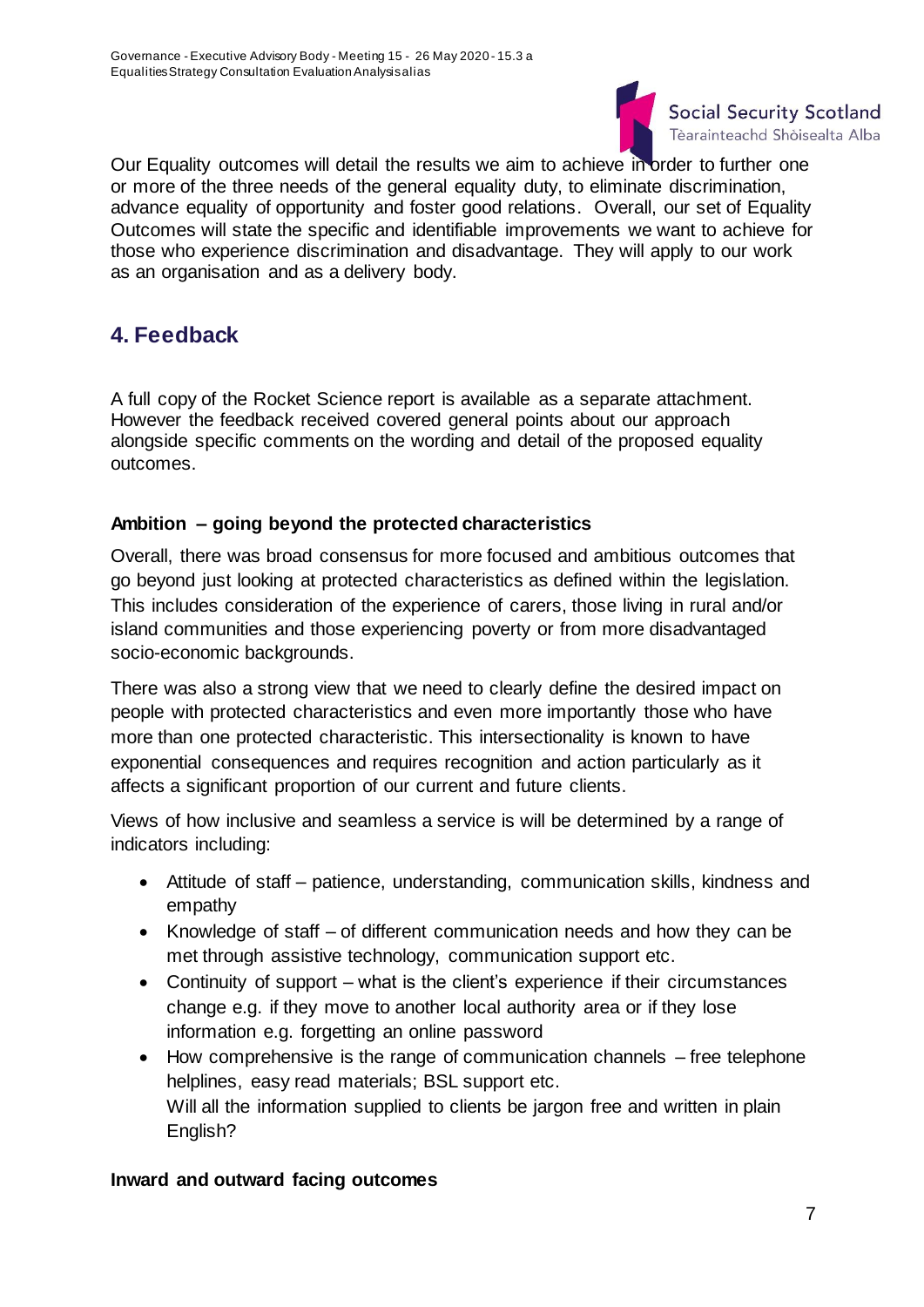Our Equality outcomes will detail the results we aim to achieve in order to further one or more of the three needs of the general equality duty, to eliminate discrimination, advance equality of opportunity and foster good relations. Overall, our set of Equality Outcomes will state the specific and identifiable improvements we want to achieve for those who experience discrimination and disadvantage. They will apply to our work as an organisation and as a delivery body.

## 4. Feedback

A full copy of the Rocket Science report is available as a separate attachment. However the feedback received covered general points about our approach alongside specific comments on the wording and detail of the proposed equality outcomes.

**Ambition – going beyond the protected characteristics**

Overall, there was broad consensus for more focused and ambitious outcomes that go beyond just looking at protected characteristics as defined within the legislation. This includes consideration of the experience of carers, those living in rural and/or island communities and those experiencing poverty or from more disadvantaged socio-economic backgrounds.

There was also a strong view that we need to clearly define the desired impact on people with protected characteristics and even more importantly those who have more than one protected characteristic. This intersectionality is known to have exponential consequences and requires recognition and action particularly as it affects a significant proportion of our current and future clients.

Views of how inclusive and seamless a service is will be determined by a range of indicators including:

- Attitude of staff – patience, understanding, communication skills, kindness and empathy
- Knowledge of staff – of different communication needs and how they can be met through assistive technology, communication support etc.
- Continuity of support – what is the client's experience if their circumstances change e.g. if they move to another local authority area or if they lose information e.g. forgetting an online password
- How comprehensive is the range of communication channels – free telephone helplines, easy read materials; BSL support etc.
  Will all the information supplied to clients be jargon free and written in plain English?

**Inward and outward facing outcomes**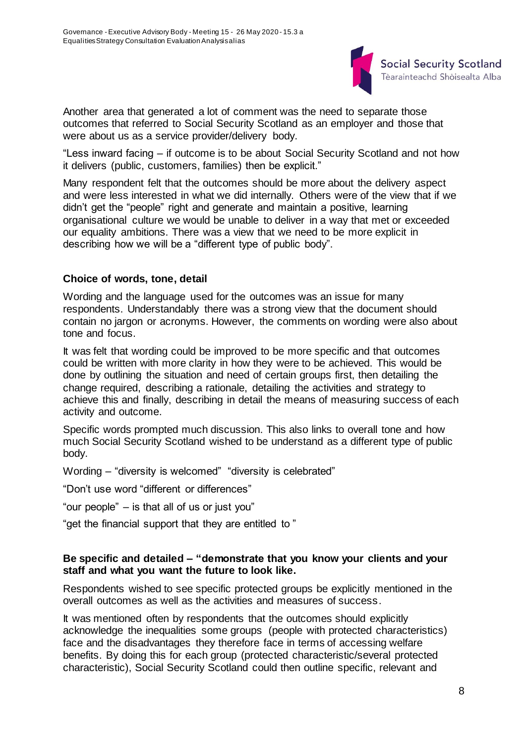Another area that generated a lot of comment was the need to separate those outcomes that referred to Social Security Scotland as an employer and those that were about us as a service provider/delivery body.

"Less inward facing – if outcome is to be about Social Security Scotland and not how it delivers (public, customers, families) then be explicit."

Many respondent felt that the outcomes should be more about the delivery aspect and were less interested in what we did internally. Others were of the view that if we didn't get the "people" right and generate and maintain a positive, learning organisational culture we would be unable to deliver in a way that met or exceeded our equality ambitions. There was a view that we need to be more explicit in describing how we will be a "different type of public body".

**Choice of words, tone, detail**

Wording and the language used for the outcomes was an issue for many respondents. Understandably there was a strong view that the document should contain no jargon or acronyms. However, the comments on wording were also about tone and focus.

It was felt that wording could be improved to be more specific and that outcomes could be written with more clarity in how they were to be achieved. This would be done by outlining the situation and need of certain groups first, then detailing the change required, describing a rationale, detailing the activities and strategy to achieve this and finally, describing in detail the means of measuring success of each activity and outcome.

Specific words prompted much discussion. This also links to overall tone and how much Social Security Scotland wished to be understand as a different type of public body.

Wording – "diversity is welcomed" "diversity is celebrated"

"Don't use word "different or differences"

"our people" – is that all of us or just you"

"get the financial support that they are entitled to "

**Be specific and detailed – "demonstrate that you know your clients and your staff and what you want the future to look like.**

Respondents wished to see specific protected groups be explicitly mentioned in the overall outcomes as well as the activities and measures of success.

It was mentioned often by respondents that the outcomes should explicitly acknowledge the inequalities some groups (people with protected characteristics) face and the disadvantages they therefore face in terms of accessing welfare benefits. By doing this for each group (protected characteristic/several protected characteristic), Social Security Scotland could then outline specific, relevant and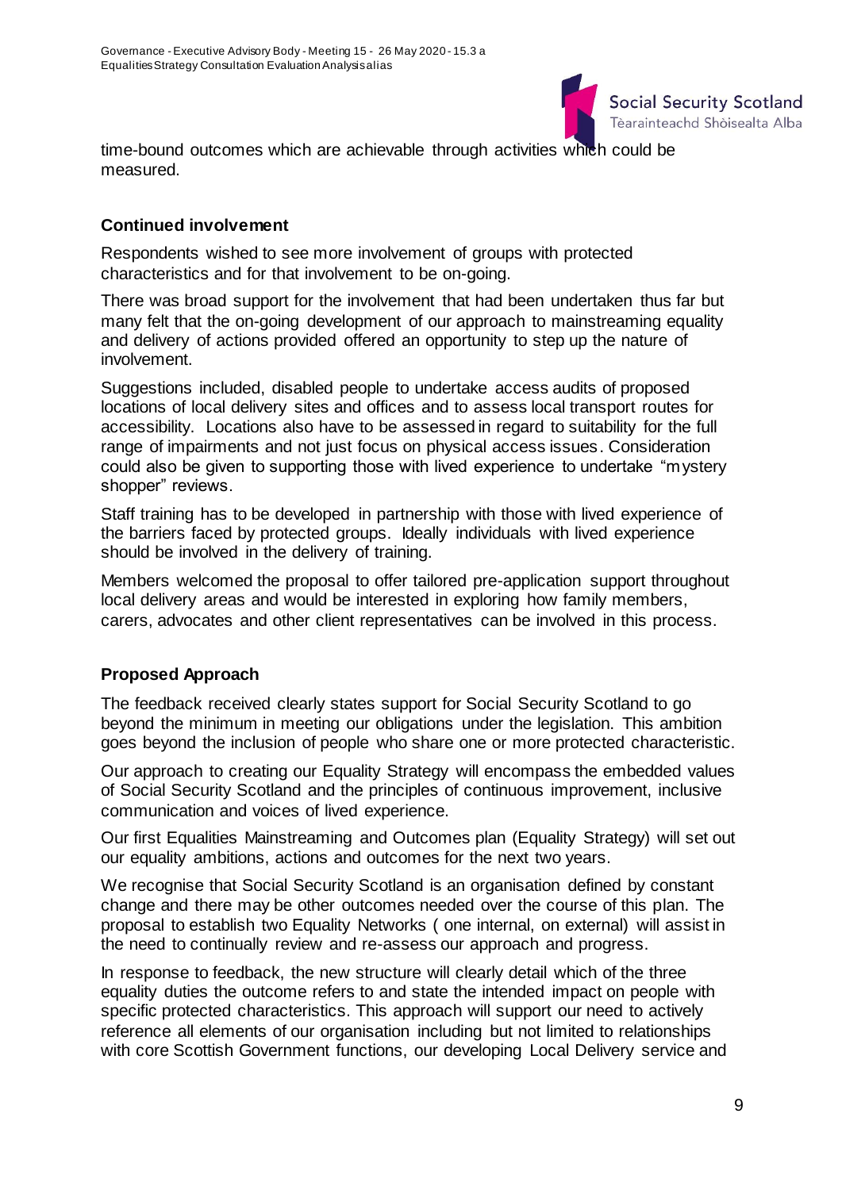time-bound outcomes which are achievable through activities which could be measured.

**Continued involvement**

Respondents wished to see more involvement of groups with protected characteristics and for that involvement to be on-going.

There was broad support for the involvement that had been undertaken thus far but many felt that the on-going development of our approach to mainstreaming equality and delivery of actions provided offered an opportunity to step up the nature of involvement.

Suggestions included, disabled people to undertake access audits of proposed locations of local delivery sites and offices and to assess local transport routes for accessibility. Locations also have to be assessed in regard to suitability for the full range of impairments and not just focus on physical access issues. Consideration could also be given to supporting those with lived experience to undertake "mystery shopper" reviews.

Staff training has to be developed in partnership with those with lived experience of the barriers faced by protected groups. Ideally individuals with lived experience should be involved in the delivery of training.

Members welcomed the proposal to offer tailored pre-application support throughout local delivery areas and would be interested in exploring how family members, carers, advocates and other client representatives can be involved in this process.

**Proposed Approach**

The feedback received clearly states support for Social Security Scotland to go beyond the minimum in meeting our obligations under the legislation. This ambition goes beyond the inclusion of people who share one or more protected characteristic.

Our approach to creating our Equality Strategy will encompass the embedded values of Social Security Scotland and the principles of continuous improvement, inclusive communication and voices of lived experience.

Our first Equalities Mainstreaming and Outcomes plan (Equality Strategy) will set out our equality ambitions, actions and outcomes for the next two years.

We recognise that Social Security Scotland is an organisation defined by constant change and there may be other outcomes needed over the course of this plan. The proposal to establish two Equality Networks ( one internal, on external) will assist in the need to continually review and re-assess our approach and progress.

In response to feedback, the new structure will clearly detail which of the three equality duties the outcome refers to and state the intended impact on people with specific protected characteristics. This approach will support our need to actively reference all elements of our organisation including but not limited to relationships with core Scottish Government functions, our developing Local Delivery service and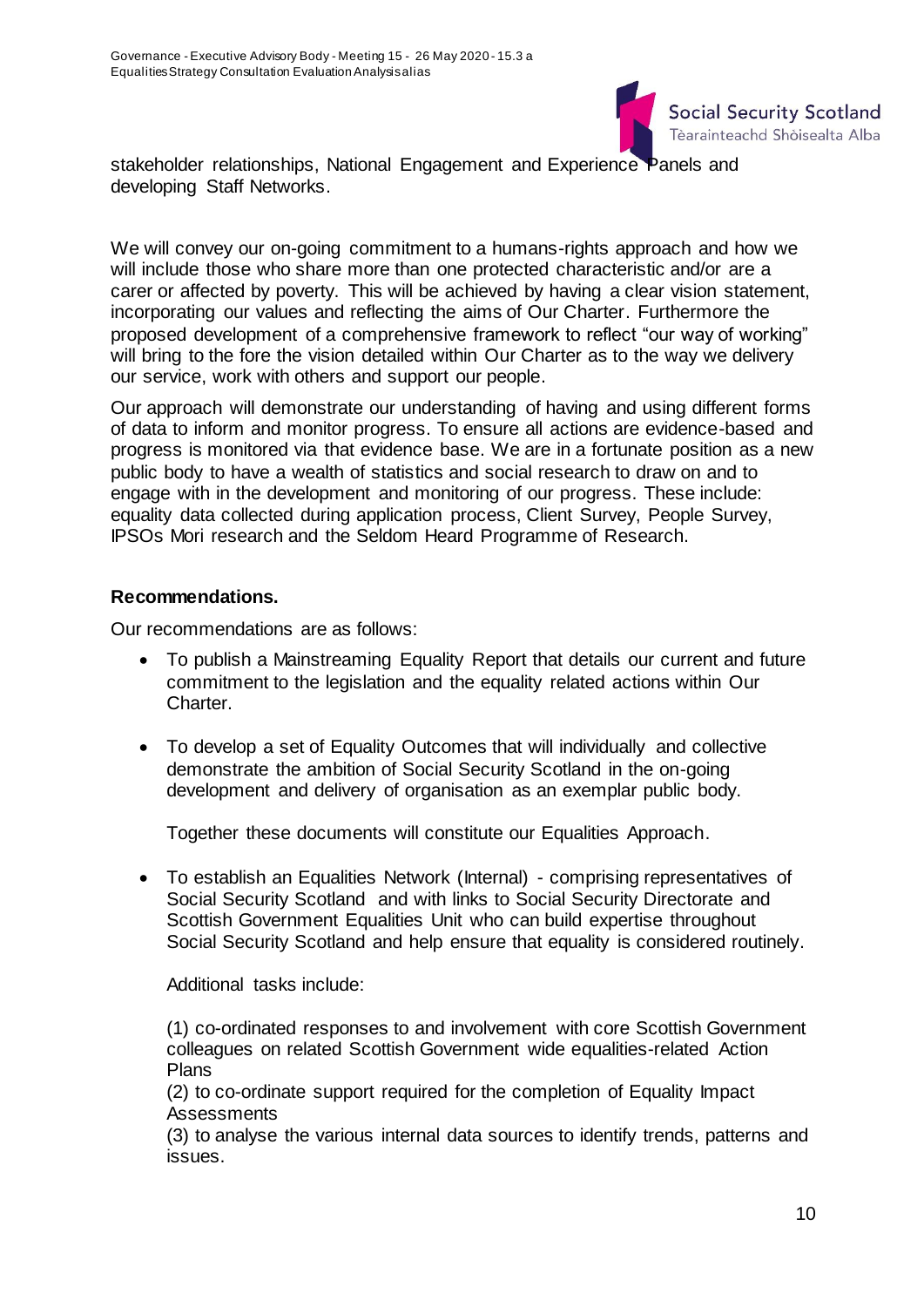stakeholder relationships, National Engagement and Experience Panels and developing Staff Networks.

We will convey our on-going commitment to a humans-rights approach and how we will include those who share more than one protected characteristic and/or are a carer or affected by poverty. This will be achieved by having a clear vision statement, incorporating our values and reflecting the aims of Our Charter. Furthermore the proposed development of a comprehensive framework to reflect "our way of working" will bring to the fore the vision detailed within Our Charter as to the way we delivery our service, work with others and support our people.

Our approach will demonstrate our understanding of having and using different forms of data to inform and monitor progress. To ensure all actions are evidence-based and progress is monitored via that evidence base. We are in a fortunate position as a new public body to have a wealth of statistics and social research to draw on and to engage with in the development and monitoring of our progress. These include: equality data collected during application process, Client Survey, People Survey, IPSOs Mori research and the Seldom Heard Programme of Research.

**Recommendations.**

Our recommendations are as follows:

- To publish a Mainstreaming Equality Report that details our current and future commitment to the legislation and the equality related actions within Our Charter.

- To develop a set of Equality Outcomes that will individually and collective demonstrate the ambition of Social Security Scotland in the on-going development and delivery of organisation as an exemplar public body.

  Together these documents will constitute our Equalities Approach.

- To establish an Equalities Network (Internal) - comprising representatives of Social Security Scotland and with links to Social Security Directorate and Scottish Government Equalities Unit who can build expertise throughout Social Security Scotland and help ensure that equality is considered routinely.

  Additional tasks include:

  (1) co-ordinated responses to and involvement with core Scottish Government colleagues on related Scottish Government wide equalities-related Action Plans
  (2) to co-ordinate support required for the completion of Equality Impact Assessments
  (3) to analyse the various internal data sources to identify trends, patterns and issues.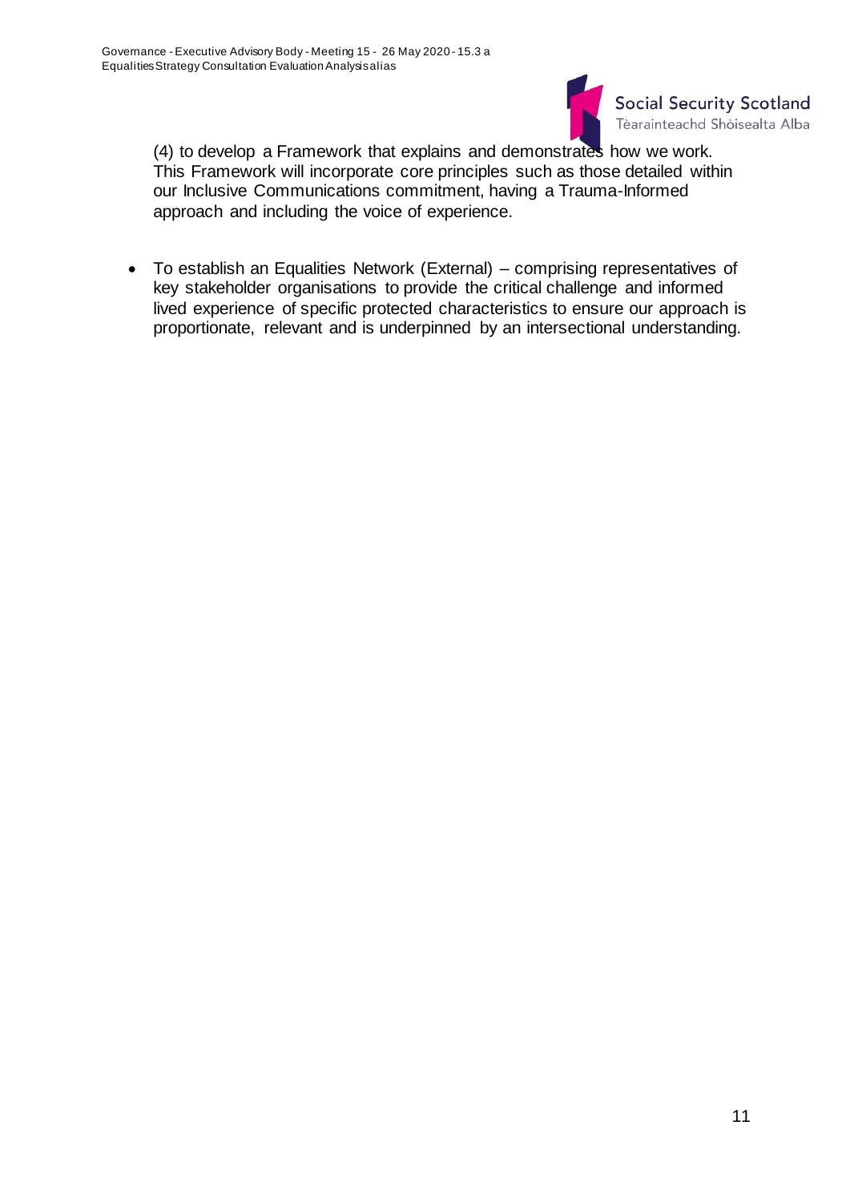(4) to develop a Framework that explains and demonstrates how we work. This Framework will incorporate core principles such as those detailed within our Inclusive Communications commitment, having a Trauma-Informed approach and including the voice of experience.

- To establish an Equalities Network (External) – comprising representatives of key stakeholder organisations to provide the critical challenge and informed lived experience of specific protected characteristics to ensure our approach is proportionate, relevant and is underpinned by an intersectional understanding.